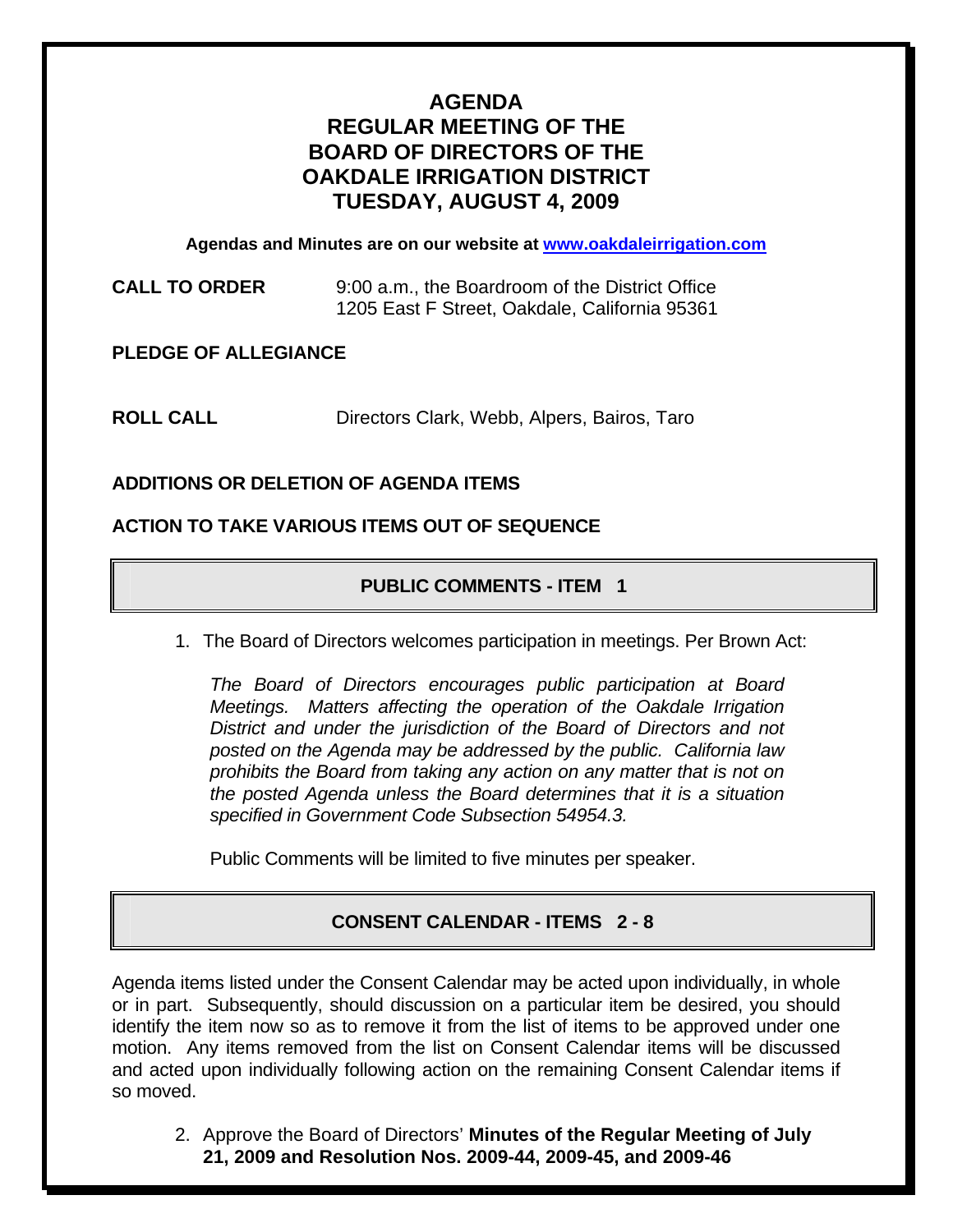# AGENDA
# REGULAR MEETING OF THE BOARD OF DIRECTORS OF THE OAKDALE IRRIGATION DISTRICT
# TUESDAY, AUGUST 4, 2009

**Agendas and Minutes are on our website at www.oakdaleirrigation.com**

**CALL TO ORDER** 9:00 a.m., the Boardroom of the District Office
1205 East F Street, Oakdale, California 95361

**PLEDGE OF ALLEGIANCE**

**ROLL CALL** Directors Clark, Webb, Alpers, Bairos, Taro

**ADDITIONS OR DELETION OF AGENDA ITEMS**

**ACTION TO TAKE VARIOUS ITEMS OUT OF SEQUENCE**

## PUBLIC COMMENTS - ITEM 1

1. The Board of Directors welcomes participation in meetings. Per Brown Act:

   *The Board of Directors encourages public participation at Board Meetings. Matters affecting the operation of the Oakdale Irrigation District and under the jurisdiction of the Board of Directors and not posted on the Agenda may be addressed by the public. California law prohibits the Board from taking any action on any matter that is not on the posted Agenda unless the Board determines that it is a situation specified in Government Code Subsection 54954.3.*

   Public Comments will be limited to five minutes per speaker.

## CONSENT CALENDAR - ITEMS 2 - 8

Agenda items listed under the Consent Calendar may be acted upon individually, in whole or in part. Subsequently, should discussion on a particular item be desired, you should identify the item now so as to remove it from the list of items to be approved under one motion. Any items removed from the list on Consent Calendar items will be discussed and acted upon individually following action on the remaining Consent Calendar items if so moved.

2. Approve the Board of Directors' **Minutes of the Regular Meeting of July 21, 2009 and Resolution Nos. 2009-44, 2009-45, and 2009-46**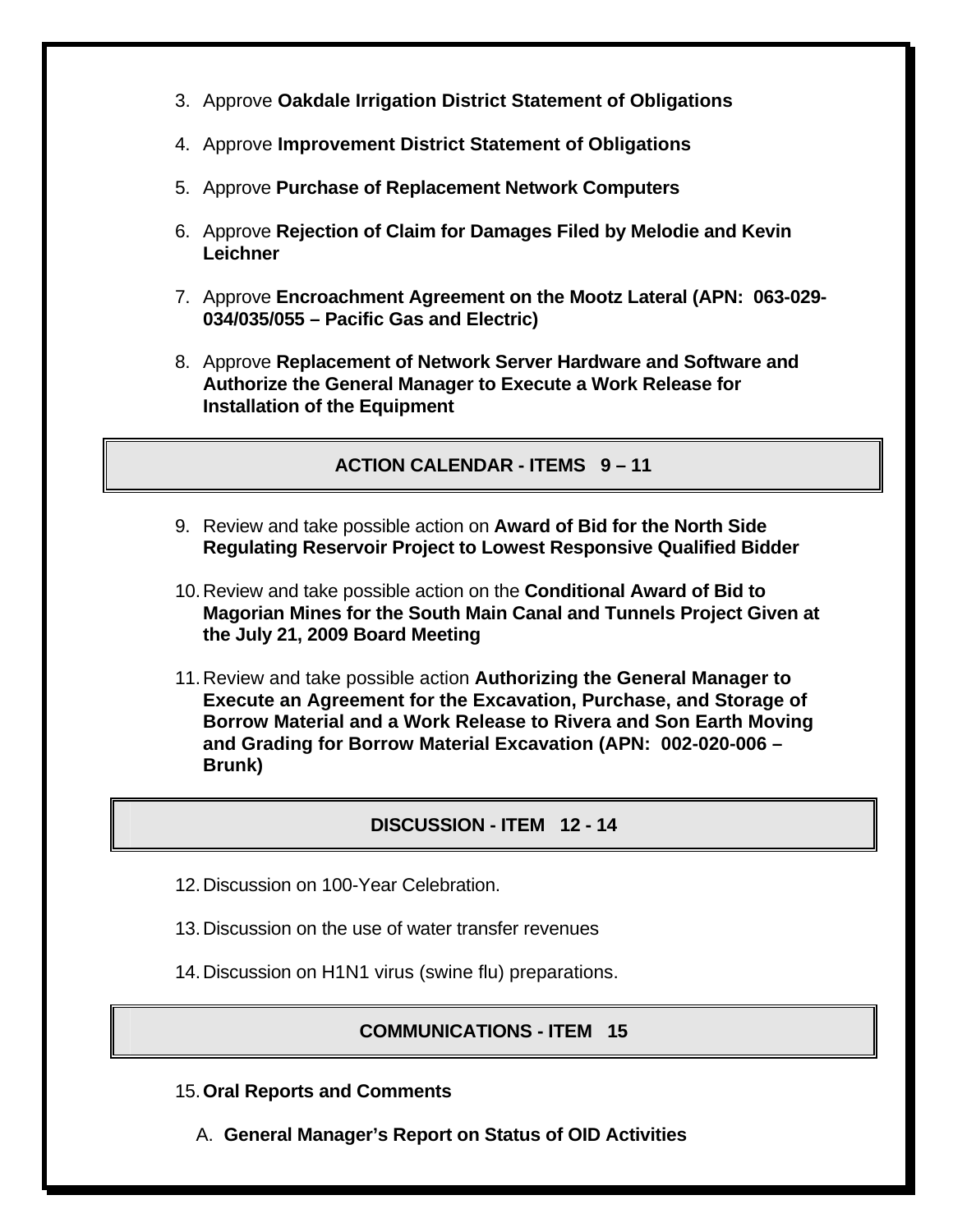3. Approve **Oakdale Irrigation District Statement of Obligations**

4. Approve **Improvement District Statement of Obligations**

5. Approve **Purchase of Replacement Network Computers**

6. Approve **Rejection of Claim for Damages Filed by Melodie and Kevin Leichner**

7. Approve **Encroachment Agreement on the Mootz Lateral (APN: 063-029-034/035/055 – Pacific Gas and Electric)**

8. Approve **Replacement of Network Server Hardware and Software and Authorize the General Manager to Execute a Work Release for Installation of the Equipment**

## ACTION CALENDAR - ITEMS 9 – 11

9. Review and take possible action on **Award of Bid for the North Side Regulating Reservoir Project to Lowest Responsive Qualified Bidder**

10. Review and take possible action on the **Conditional Award of Bid to Magorian Mines for the South Main Canal and Tunnels Project Given at the July 21, 2009 Board Meeting**

11. Review and take possible action **Authorizing the General Manager to Execute an Agreement for the Excavation, Purchase, and Storage of Borrow Material and a Work Release to Rivera and Son Earth Moving and Grading for Borrow Material Excavation (APN: 002-020-006 – Brunk)**

## DISCUSSION - ITEM 12 - 14

12. Discussion on 100-Year Celebration.

13. Discussion on the use of water transfer revenues

14. Discussion on H1N1 virus (swine flu) preparations.

## COMMUNICATIONS - ITEM 15

15. **Oral Reports and Comments**

    A. **General Manager's Report on Status of OID Activities**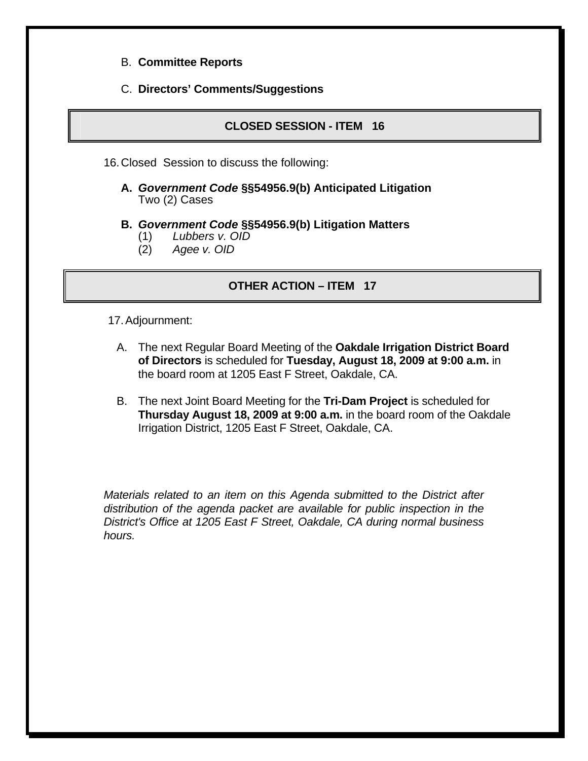B. **Committee Reports**

C. **Directors' Comments/Suggestions**

## CLOSED SESSION - ITEM 16

16. Closed Session to discuss the following:

   **A. *Government Code* §§54956.9(b) Anticipated Litigation**
   Two (2) Cases

   **B. *Government Code* §§54956.9(b) Litigation Matters**
   (1) *Lubbers v. OID*
   (2) *Agee v. OID*

## OTHER ACTION – ITEM 17

17. Adjournment:

   A. The next Regular Board Meeting of the **Oakdale Irrigation District Board of Directors** is scheduled for **Tuesday, August 18, 2009 at 9:00 a.m.** in the board room at 1205 East F Street, Oakdale, CA.

   B. The next Joint Board Meeting for the **Tri-Dam Project** is scheduled for **Thursday August 18, 2009 at 9:00 a.m.** in the board room of the Oakdale Irrigation District, 1205 East F Street, Oakdale, CA.

*Materials related to an item on this Agenda submitted to the District after distribution of the agenda packet are available for public inspection in the District's Office at 1205 East F Street, Oakdale, CA during normal business hours.*